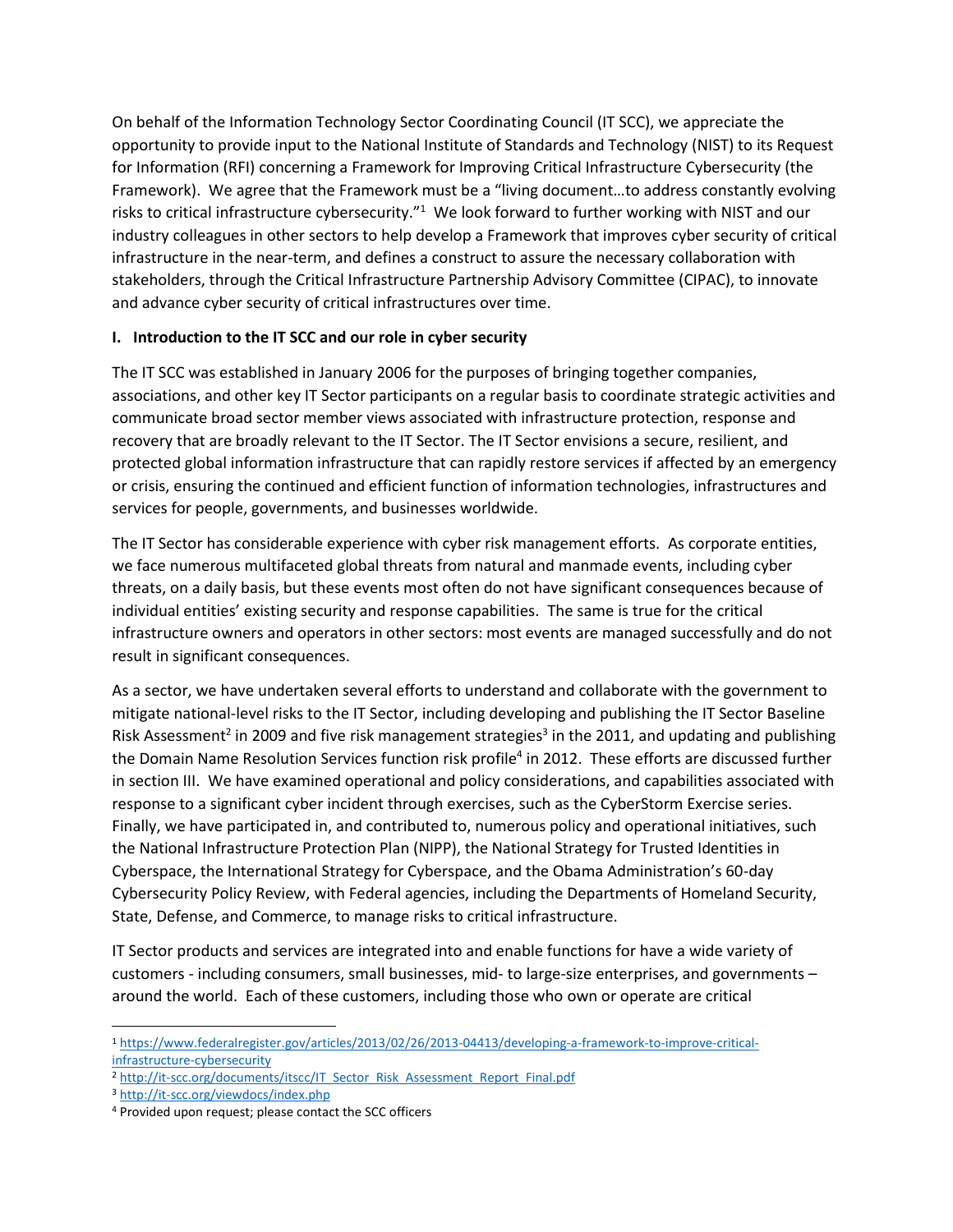On behalf of the Information Technology Sector Coordinating Council (IT SCC), we appreciate the opportunity to provide input to the National Institute of Standards and Technology (NIST) to its Request for Information (RFI) concerning a Framework for Improving Critical Infrastructure Cybersecurity (the Framework). We agree that the Framework must be a "living document…to address constantly evolving risks to critical infrastructure cybersecurity."[1] We look forward to further working with NIST and our industry colleagues in other sectors to help develop a Framework that improves cyber security of critical infrastructure in the near-term, and defines a construct to assure the necessary collaboration with stakeholders, through the Critical Infrastructure Partnership Advisory Committee (CIPAC), to innovate and advance cyber security of critical infrastructures over time.

**I. Introduction to the IT SCC and our role in cyber security**

The IT SCC was established in January 2006 for the purposes of bringing together companies, associations, and other key IT Sector participants on a regular basis to coordinate strategic activities and communicate broad sector member views associated with infrastructure protection, response and recovery that are broadly relevant to the IT Sector. The IT Sector envisions a secure, resilient, and protected global information infrastructure that can rapidly restore services if affected by an emergency or crisis, ensuring the continued and efficient function of information technologies, infrastructures and services for people, governments, and businesses worldwide.

The IT Sector has considerable experience with cyber risk management efforts. As corporate entities, we face numerous multifaceted global threats from natural and manmade events, including cyber threats, on a daily basis, but these events most often do not have significant consequences because of individual entities' existing security and response capabilities. The same is true for the critical infrastructure owners and operators in other sectors: most events are managed successfully and do not result in significant consequences.

As a sector, we have undertaken several efforts to understand and collaborate with the government to mitigate national-level risks to the IT Sector, including developing and publishing the IT Sector Baseline Risk Assessment[2] in 2009 and five risk management strategies[3] in the 2011, and updating and publishing the Domain Name Resolution Services function risk profile[4] in 2012. These efforts are discussed further in section III. We have examined operational and policy considerations, and capabilities associated with response to a significant cyber incident through exercises, such as the CyberStorm Exercise series. Finally, we have participated in, and contributed to, numerous policy and operational initiatives, such the National Infrastructure Protection Plan (NIPP), the National Strategy for Trusted Identities in Cyberspace, the International Strategy for Cyberspace, and the Obama Administration's 60-day Cybersecurity Policy Review, with Federal agencies, including the Departments of Homeland Security, State, Defense, and Commerce, to manage risks to critical infrastructure.

IT Sector products and services are integrated into and enable functions for have a wide variety of customers - including consumers, small businesses, mid- to large-size enterprises, and governments – around the world. Each of these customers, including those who own or operate are critical

---

[1] https://www.federalregister.gov/articles/2013/02/26/2013-04413/developing-a-framework-to-improve-critical-infrastructure-cybersecurity

[2] http://it-scc.org/documents/itscc/IT_Sector_Risk_Assessment_Report_Final.pdf

[3] http://it-scc.org/viewdocs/index.php

[4] Provided upon request; please contact the SCC officers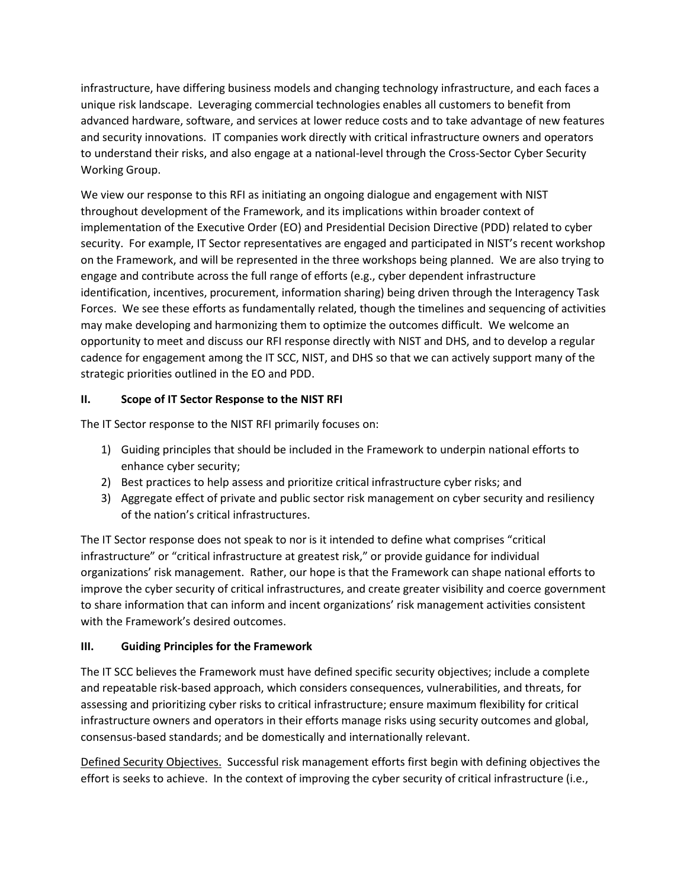infrastructure, have differing business models and changing technology infrastructure, and each faces a unique risk landscape. Leveraging commercial technologies enables all customers to benefit from advanced hardware, software, and services at lower reduce costs and to take advantage of new features and security innovations. IT companies work directly with critical infrastructure owners and operators to understand their risks, and also engage at a national-level through the Cross-Sector Cyber Security Working Group.

We view our response to this RFI as initiating an ongoing dialogue and engagement with NIST throughout development of the Framework, and its implications within broader context of implementation of the Executive Order (EO) and Presidential Decision Directive (PDD) related to cyber security. For example, IT Sector representatives are engaged and participated in NIST's recent workshop on the Framework, and will be represented in the three workshops being planned. We are also trying to engage and contribute across the full range of efforts (e.g., cyber dependent infrastructure identification, incentives, procurement, information sharing) being driven through the Interagency Task Forces. We see these efforts as fundamentally related, though the timelines and sequencing of activities may make developing and harmonizing them to optimize the outcomes difficult. We welcome an opportunity to meet and discuss our RFI response directly with NIST and DHS, and to develop a regular cadence for engagement among the IT SCC, NIST, and DHS so that we can actively support many of the strategic priorities outlined in the EO and PDD.

## II. Scope of IT Sector Response to the NIST RFI

The IT Sector response to the NIST RFI primarily focuses on:

1) Guiding principles that should be included in the Framework to underpin national efforts to enhance cyber security;
2) Best practices to help assess and prioritize critical infrastructure cyber risks; and
3) Aggregate effect of private and public sector risk management on cyber security and resiliency of the nation's critical infrastructures.

The IT Sector response does not speak to nor is it intended to define what comprises "critical infrastructure" or "critical infrastructure at greatest risk," or provide guidance for individual organizations' risk management. Rather, our hope is that the Framework can shape national efforts to improve the cyber security of critical infrastructures, and create greater visibility and coerce government to share information that can inform and incent organizations' risk management activities consistent with the Framework's desired outcomes.

## III. Guiding Principles for the Framework

The IT SCC believes the Framework must have defined specific security objectives; include a complete and repeatable risk-based approach, which considers consequences, vulnerabilities, and threats, for assessing and prioritizing cyber risks to critical infrastructure; ensure maximum flexibility for critical infrastructure owners and operators in their efforts manage risks using security outcomes and global, consensus-based standards; and be domestically and internationally relevant.

<u>Defined Security Objectives.</u> Successful risk management efforts first begin with defining objectives the effort is seeks to achieve. In the context of improving the cyber security of critical infrastructure (i.e.,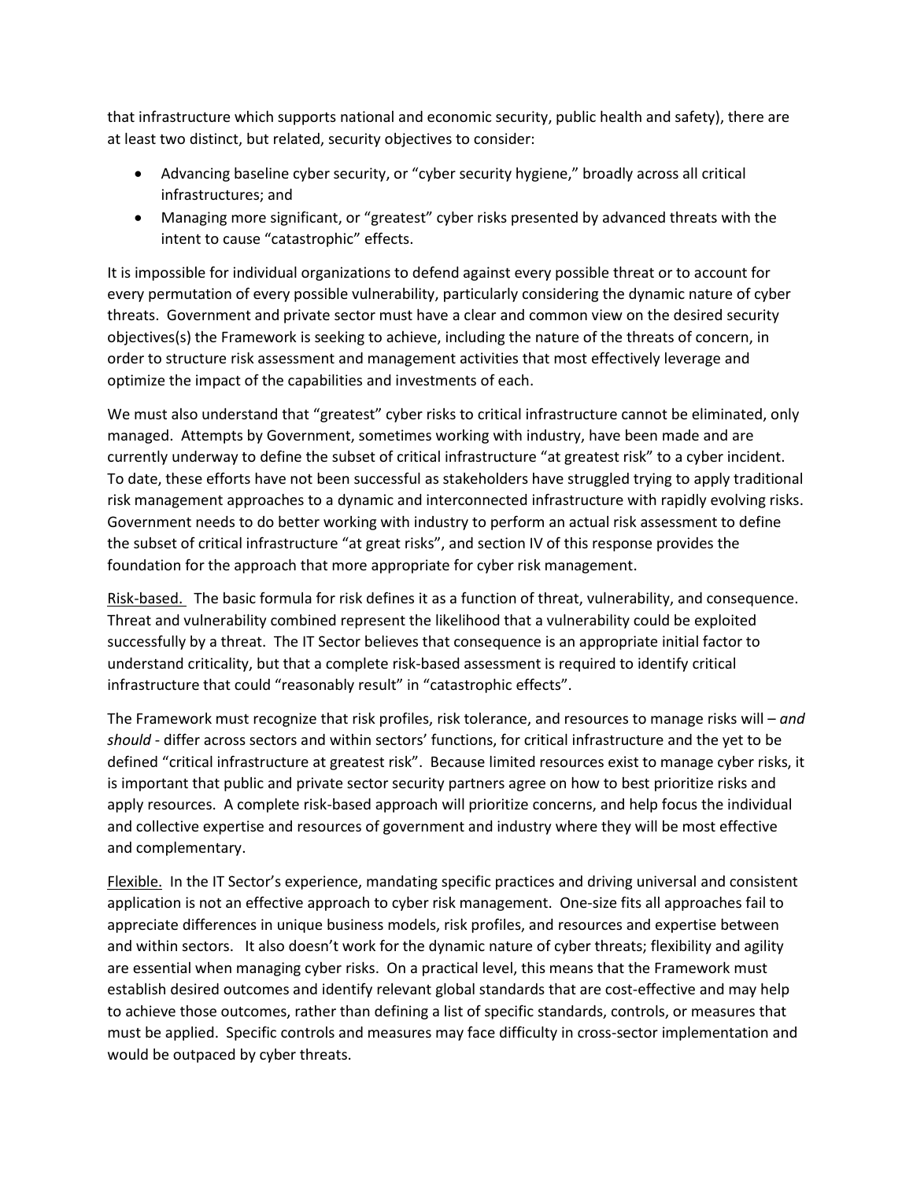that infrastructure which supports national and economic security, public health and safety), there are at least two distinct, but related, security objectives to consider:

- Advancing baseline cyber security, or "cyber security hygiene," broadly across all critical infrastructures; and
- Managing more significant, or "greatest" cyber risks presented by advanced threats with the intent to cause "catastrophic" effects.

It is impossible for individual organizations to defend against every possible threat or to account for every permutation of every possible vulnerability, particularly considering the dynamic nature of cyber threats. Government and private sector must have a clear and common view on the desired security objectives(s) the Framework is seeking to achieve, including the nature of the threats of concern, in order to structure risk assessment and management activities that most effectively leverage and optimize the impact of the capabilities and investments of each.

We must also understand that "greatest" cyber risks to critical infrastructure cannot be eliminated, only managed. Attempts by Government, sometimes working with industry, have been made and are currently underway to define the subset of critical infrastructure "at greatest risk" to a cyber incident. To date, these efforts have not been successful as stakeholders have struggled trying to apply traditional risk management approaches to a dynamic and interconnected infrastructure with rapidly evolving risks. Government needs to do better working with industry to perform an actual risk assessment to define the subset of critical infrastructure "at great risks", and section IV of this response provides the foundation for the approach that more appropriate for cyber risk management.

<u>Risk-based.</u> The basic formula for risk defines it as a function of threat, vulnerability, and consequence. Threat and vulnerability combined represent the likelihood that a vulnerability could be exploited successfully by a threat. The IT Sector believes that consequence is an appropriate initial factor to understand criticality, but that a complete risk-based assessment is required to identify critical infrastructure that could "reasonably result" in "catastrophic effects".

The Framework must recognize that risk profiles, risk tolerance, and resources to manage risks will – *and should* - differ across sectors and within sectors' functions, for critical infrastructure and the yet to be defined "critical infrastructure at greatest risk". Because limited resources exist to manage cyber risks, it is important that public and private sector security partners agree on how to best prioritize risks and apply resources. A complete risk-based approach will prioritize concerns, and help focus the individual and collective expertise and resources of government and industry where they will be most effective and complementary.

<u>Flexible.</u> In the IT Sector's experience, mandating specific practices and driving universal and consistent application is not an effective approach to cyber risk management. One-size fits all approaches fail to appreciate differences in unique business models, risk profiles, and resources and expertise between and within sectors. It also doesn't work for the dynamic nature of cyber threats; flexibility and agility are essential when managing cyber risks. On a practical level, this means that the Framework must establish desired outcomes and identify relevant global standards that are cost-effective and may help to achieve those outcomes, rather than defining a list of specific standards, controls, or measures that must be applied. Specific controls and measures may face difficulty in cross-sector implementation and would be outpaced by cyber threats.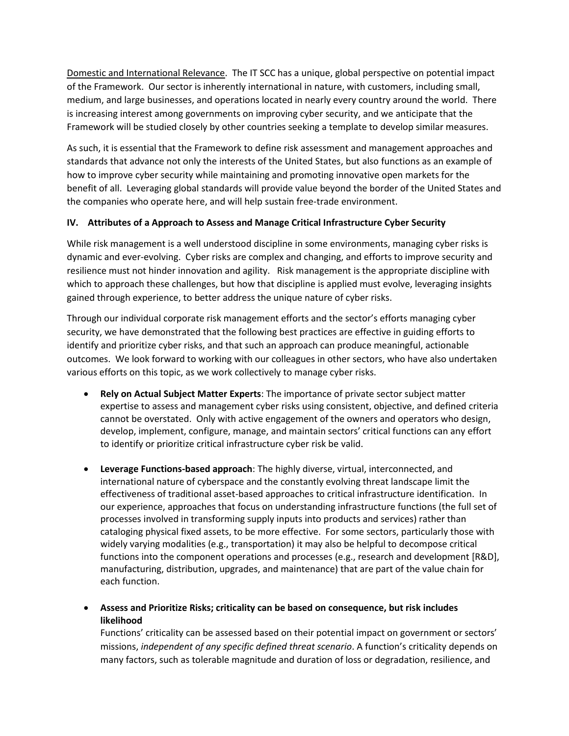Domestic and International Relevance. The IT SCC has a unique, global perspective on potential impact of the Framework. Our sector is inherently international in nature, with customers, including small, medium, and large businesses, and operations located in nearly every country around the world. There is increasing interest among governments on improving cyber security, and we anticipate that the Framework will be studied closely by other countries seeking a template to develop similar measures.

As such, it is essential that the Framework to define risk assessment and management approaches and standards that advance not only the interests of the United States, but also functions as an example of how to improve cyber security while maintaining and promoting innovative open markets for the benefit of all. Leveraging global standards will provide value beyond the border of the United States and the companies who operate here, and will help sustain free-trade environment.

### IV. Attributes of a Approach to Assess and Manage Critical Infrastructure Cyber Security

While risk management is a well understood discipline in some environments, managing cyber risks is dynamic and ever-evolving. Cyber risks are complex and changing, and efforts to improve security and resilience must not hinder innovation and agility. Risk management is the appropriate discipline with which to approach these challenges, but how that discipline is applied must evolve, leveraging insights gained through experience, to better address the unique nature of cyber risks.

Through our individual corporate risk management efforts and the sector's efforts managing cyber security, we have demonstrated that the following best practices are effective in guiding efforts to identify and prioritize cyber risks, and that such an approach can produce meaningful, actionable outcomes. We look forward to working with our colleagues in other sectors, who have also undertaken various efforts on this topic, as we work collectively to manage cyber risks.

- **Rely on Actual Subject Matter Experts**: The importance of private sector subject matter expertise to assess and management cyber risks using consistent, objective, and defined criteria cannot be overstated. Only with active engagement of the owners and operators who design, develop, implement, configure, manage, and maintain sectors' critical functions can any effort to identify or prioritize critical infrastructure cyber risk be valid.

- **Leverage Functions-based approach**: The highly diverse, virtual, interconnected, and international nature of cyberspace and the constantly evolving threat landscape limit the effectiveness of traditional asset-based approaches to critical infrastructure identification. In our experience, approaches that focus on understanding infrastructure functions (the full set of processes involved in transforming supply inputs into products and services) rather than cataloging physical fixed assets, to be more effective. For some sectors, particularly those with widely varying modalities (e.g., transportation) it may also be helpful to decompose critical functions into the component operations and processes (e.g., research and development [R&D], manufacturing, distribution, upgrades, and maintenance) that are part of the value chain for each function.

- **Assess and Prioritize Risks; criticality can be based on consequence, but risk includes likelihood**
  Functions' criticality can be assessed based on their potential impact on government or sectors' missions, *independent of any specific defined threat scenario*. A function's criticality depends on many factors, such as tolerable magnitude and duration of loss or degradation, resilience, and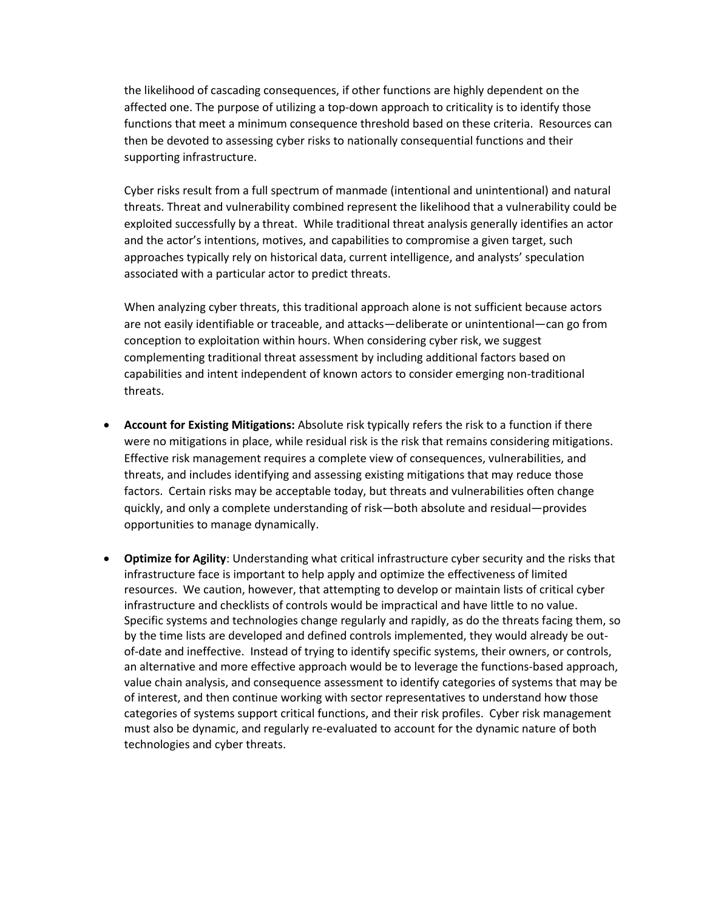the likelihood of cascading consequences, if other functions are highly dependent on the affected one. The purpose of utilizing a top-down approach to criticality is to identify those functions that meet a minimum consequence threshold based on these criteria. Resources can then be devoted to assessing cyber risks to nationally consequential functions and their supporting infrastructure.

Cyber risks result from a full spectrum of manmade (intentional and unintentional) and natural threats. Threat and vulnerability combined represent the likelihood that a vulnerability could be exploited successfully by a threat. While traditional threat analysis generally identifies an actor and the actor's intentions, motives, and capabilities to compromise a given target, such approaches typically rely on historical data, current intelligence, and analysts' speculation associated with a particular actor to predict threats.

When analyzing cyber threats, this traditional approach alone is not sufficient because actors are not easily identifiable or traceable, and attacks—deliberate or unintentional—can go from conception to exploitation within hours. When considering cyber risk, we suggest complementing traditional threat assessment by including additional factors based on capabilities and intent independent of known actors to consider emerging non-traditional threats.

- **Account for Existing Mitigations:** Absolute risk typically refers the risk to a function if there were no mitigations in place, while residual risk is the risk that remains considering mitigations. Effective risk management requires a complete view of consequences, vulnerabilities, and threats, and includes identifying and assessing existing mitigations that may reduce those factors. Certain risks may be acceptable today, but threats and vulnerabilities often change quickly, and only a complete understanding of risk—both absolute and residual—provides opportunities to manage dynamically.

- **Optimize for Agility**: Understanding what critical infrastructure cyber security and the risks that infrastructure face is important to help apply and optimize the effectiveness of limited resources. We caution, however, that attempting to develop or maintain lists of critical cyber infrastructure and checklists of controls would be impractical and have little to no value. Specific systems and technologies change regularly and rapidly, as do the threats facing them, so by the time lists are developed and defined controls implemented, they would already be out-of-date and ineffective. Instead of trying to identify specific systems, their owners, or controls, an alternative and more effective approach would be to leverage the functions-based approach, value chain analysis, and consequence assessment to identify categories of systems that may be of interest, and then continue working with sector representatives to understand how those categories of systems support critical functions, and their risk profiles. Cyber risk management must also be dynamic, and regularly re-evaluated to account for the dynamic nature of both technologies and cyber threats.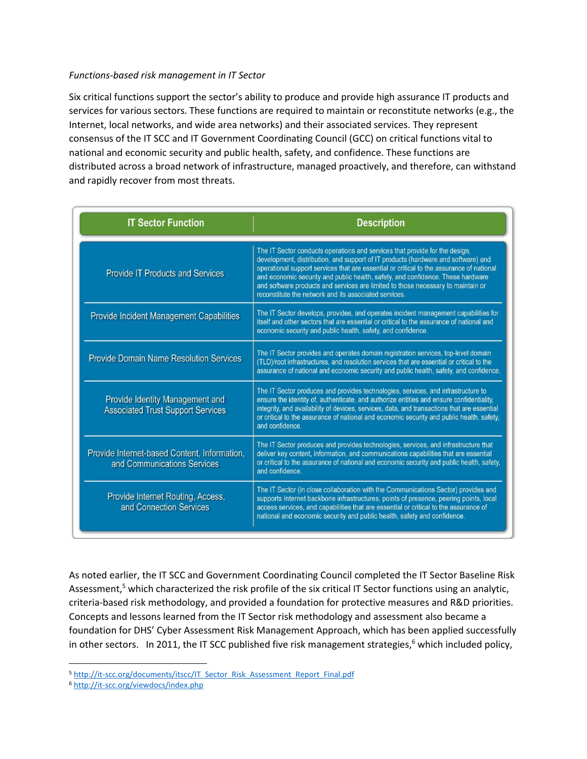*Functions-based risk management in IT Sector*

Six critical functions support the sector's ability to produce and provide high assurance IT products and services for various sectors. These functions are required to maintain or reconstitute networks (e.g., the Internet, local networks, and wide area networks) and their associated services. They represent consensus of the IT SCC and IT Government Coordinating Council (GCC) on critical functions vital to national and economic security and public health, safety, and confidence. These functions are distributed across a broad network of infrastructure, managed proactively, and therefore, can withstand and rapidly recover from most threats.

| IT Sector Function | Description |
|---|---|
| Provide IT Products and Services | The IT Sector conducts operations and services that provide for the design, development, distribution, and support of IT products (hardware and software) and operational support services that are essential or critical to the assurance of national and economic security and public health, safety, and confidence. These hardware and software products and services are limited to those necessary to maintain or reconstitute the network and its associated services. |
| Provide Incident Management Capabilities | The IT Sector develops, provides, and operates incident management capabilities for itself and other sectors that are essential or critical to the assurance of national and economic security and public health, safety, and confidence. |
| Provide Domain Name Resolution Services | The IT Sector provides and operates domain registration services, top-level domain (TLD)/root infrastructures, and resolution services that are essential or critical to the assurance of national and economic security and public health, safety, and confidence. |
| Provide Identity Management and Associated Trust Support Services | The IT Sector produces and provides technologies, services, and infrastructure to ensure the identity of, authenticate, and authorize entities and ensure confidentiality, integrity, and availability of devices, services, data, and transactions that are essential or critical to the assurance of national and economic security and public health, safety, and confidence. |
| Provide Internet-based Content, Information, and Communications Services | The IT Sector produces and provides technologies, services, and infrastructure that deliver key content, information, and communications capabilities that are essential or critical to the assurance of national and economic security and public health, safety, and confidence. |
| Provide Internet Routing, Access, and Connection Services | The IT Sector (in close collaboration with the Communications Sector) provides and supports Internet backbone infrastructures, points of presence, peering points, local access services, and capabilities that are essential or critical to the assurance of national and economic security and public health, safety and confidence. |

As noted earlier, the IT SCC and Government Coordinating Council completed the IT Sector Baseline Risk Assessment,[5] which characterized the risk profile of the six critical IT Sector functions using an analytic, criteria-based risk methodology, and provided a foundation for protective measures and R&D priorities. Concepts and lessons learned from the IT Sector risk methodology and assessment also became a foundation for DHS' Cyber Assessment Risk Management Approach, which has been applied successfully in other sectors. In 2011, the IT SCC published five risk management strategies,[6] which included policy,

[5] http://it-scc.org/documents/itscc/IT_Sector_Risk_Assessment_Report_Final.pdf

[6] http://it-scc.org/viewdocs/index.php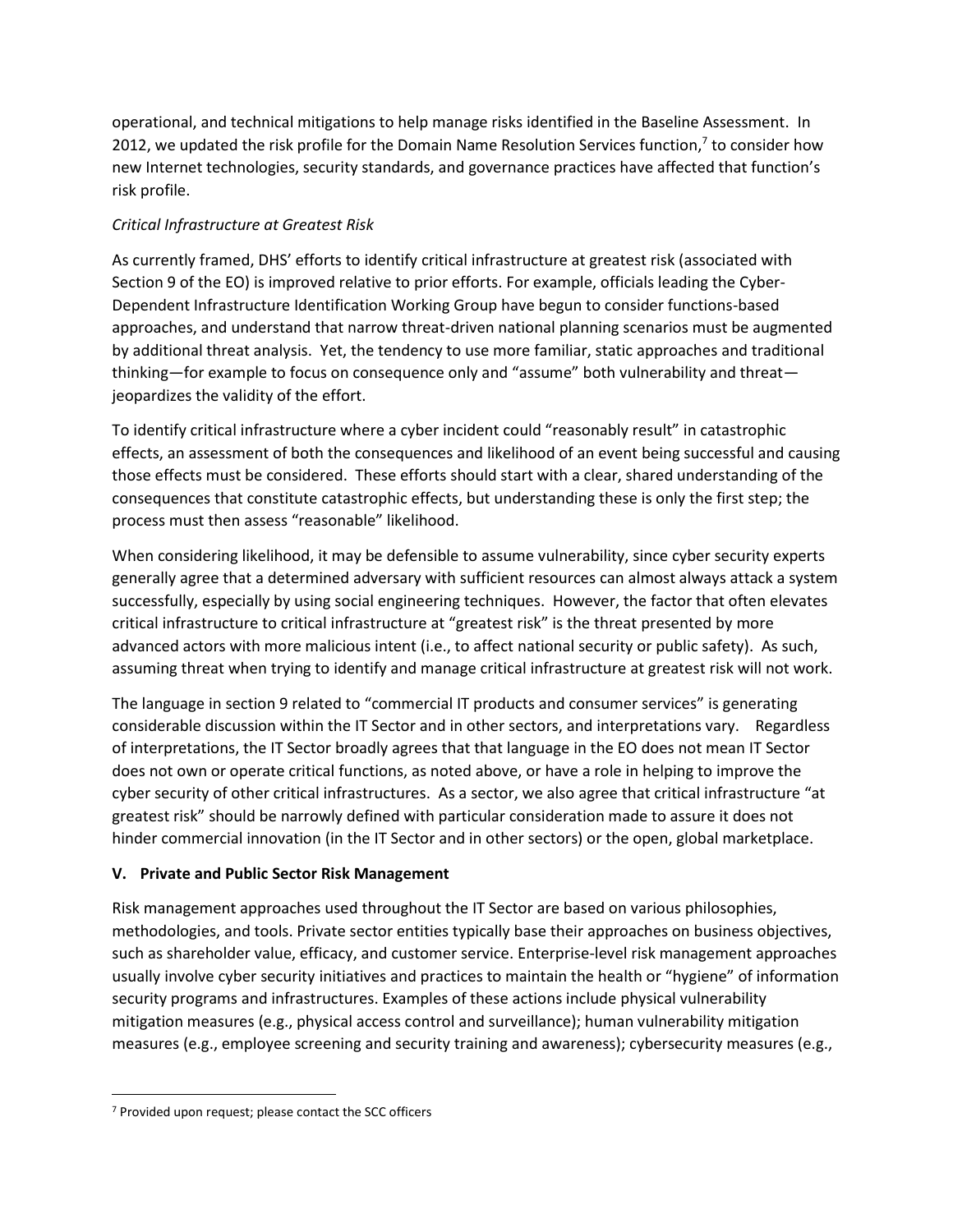operational, and technical mitigations to help manage risks identified in the Baseline Assessment. In 2012, we updated the risk profile for the Domain Name Resolution Services function,[7] to consider how new Internet technologies, security standards, and governance practices have affected that function's risk profile.

*Critical Infrastructure at Greatest Risk*

As currently framed, DHS' efforts to identify critical infrastructure at greatest risk (associated with Section 9 of the EO) is improved relative to prior efforts. For example, officials leading the Cyber-Dependent Infrastructure Identification Working Group have begun to consider functions-based approaches, and understand that narrow threat-driven national planning scenarios must be augmented by additional threat analysis. Yet, the tendency to use more familiar, static approaches and traditional thinking—for example to focus on consequence only and "assume" both vulnerability and threat—jeopardizes the validity of the effort.

To identify critical infrastructure where a cyber incident could "reasonably result" in catastrophic effects, an assessment of both the consequences and likelihood of an event being successful and causing those effects must be considered. These efforts should start with a clear, shared understanding of the consequences that constitute catastrophic effects, but understanding these is only the first step; the process must then assess "reasonable" likelihood.

When considering likelihood, it may be defensible to assume vulnerability, since cyber security experts generally agree that a determined adversary with sufficient resources can almost always attack a system successfully, especially by using social engineering techniques. However, the factor that often elevates critical infrastructure to critical infrastructure at "greatest risk" is the threat presented by more advanced actors with more malicious intent (i.e., to affect national security or public safety). As such, assuming threat when trying to identify and manage critical infrastructure at greatest risk will not work.

The language in section 9 related to "commercial IT products and consumer services" is generating considerable discussion within the IT Sector and in other sectors, and interpretations vary. Regardless of interpretations, the IT Sector broadly agrees that that language in the EO does not mean IT Sector does not own or operate critical functions, as noted above, or have a role in helping to improve the cyber security of other critical infrastructures. As a sector, we also agree that critical infrastructure "at greatest risk" should be narrowly defined with particular consideration made to assure it does not hinder commercial innovation (in the IT Sector and in other sectors) or the open, global marketplace.

## V. Private and Public Sector Risk Management

Risk management approaches used throughout the IT Sector are based on various philosophies, methodologies, and tools. Private sector entities typically base their approaches on business objectives, such as shareholder value, efficacy, and customer service. Enterprise-level risk management approaches usually involve cyber security initiatives and practices to maintain the health or "hygiene" of information security programs and infrastructures. Examples of these actions include physical vulnerability mitigation measures (e.g., physical access control and surveillance); human vulnerability mitigation measures (e.g., employee screening and security training and awareness); cybersecurity measures (e.g.,

[7] Provided upon request; please contact the SCC officers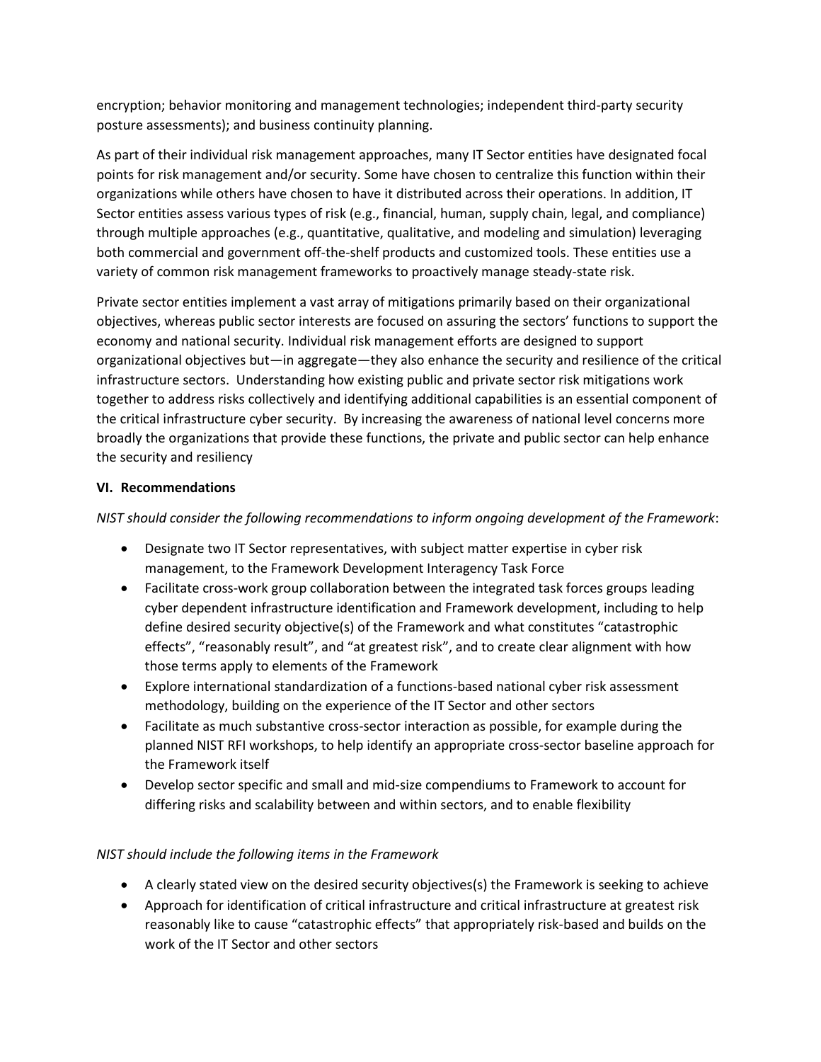encryption; behavior monitoring and management technologies; independent third-party security posture assessments); and business continuity planning.

As part of their individual risk management approaches, many IT Sector entities have designated focal points for risk management and/or security. Some have chosen to centralize this function within their organizations while others have chosen to have it distributed across their operations. In addition, IT Sector entities assess various types of risk (e.g., financial, human, supply chain, legal, and compliance) through multiple approaches (e.g., quantitative, qualitative, and modeling and simulation) leveraging both commercial and government off-the-shelf products and customized tools. These entities use a variety of common risk management frameworks to proactively manage steady-state risk.

Private sector entities implement a vast array of mitigations primarily based on their organizational objectives, whereas public sector interests are focused on assuring the sectors' functions to support the economy and national security. Individual risk management efforts are designed to support organizational objectives but—in aggregate—they also enhance the security and resilience of the critical infrastructure sectors. Understanding how existing public and private sector risk mitigations work together to address risks collectively and identifying additional capabilities is an essential component of the critical infrastructure cyber security. By increasing the awareness of national level concerns more broadly the organizations that provide these functions, the private and public sector can help enhance the security and resiliency

## VI. Recommendations

*NIST should consider the following recommendations to inform ongoing development of the Framework*:

- Designate two IT Sector representatives, with subject matter expertise in cyber risk management, to the Framework Development Interagency Task Force
- Facilitate cross-work group collaboration between the integrated task forces groups leading cyber dependent infrastructure identification and Framework development, including to help define desired security objective(s) of the Framework and what constitutes "catastrophic effects", "reasonably result", and "at greatest risk", and to create clear alignment with how those terms apply to elements of the Framework
- Explore international standardization of a functions-based national cyber risk assessment methodology, building on the experience of the IT Sector and other sectors
- Facilitate as much substantive cross-sector interaction as possible, for example during the planned NIST RFI workshops, to help identify an appropriate cross-sector baseline approach for the Framework itself
- Develop sector specific and small and mid-size compendiums to Framework to account for differing risks and scalability between and within sectors, and to enable flexibility

*NIST should include the following items in the Framework*

- A clearly stated view on the desired security objectives(s) the Framework is seeking to achieve
- Approach for identification of critical infrastructure and critical infrastructure at greatest risk reasonably like to cause "catastrophic effects" that appropriately risk-based and builds on the work of the IT Sector and other sectors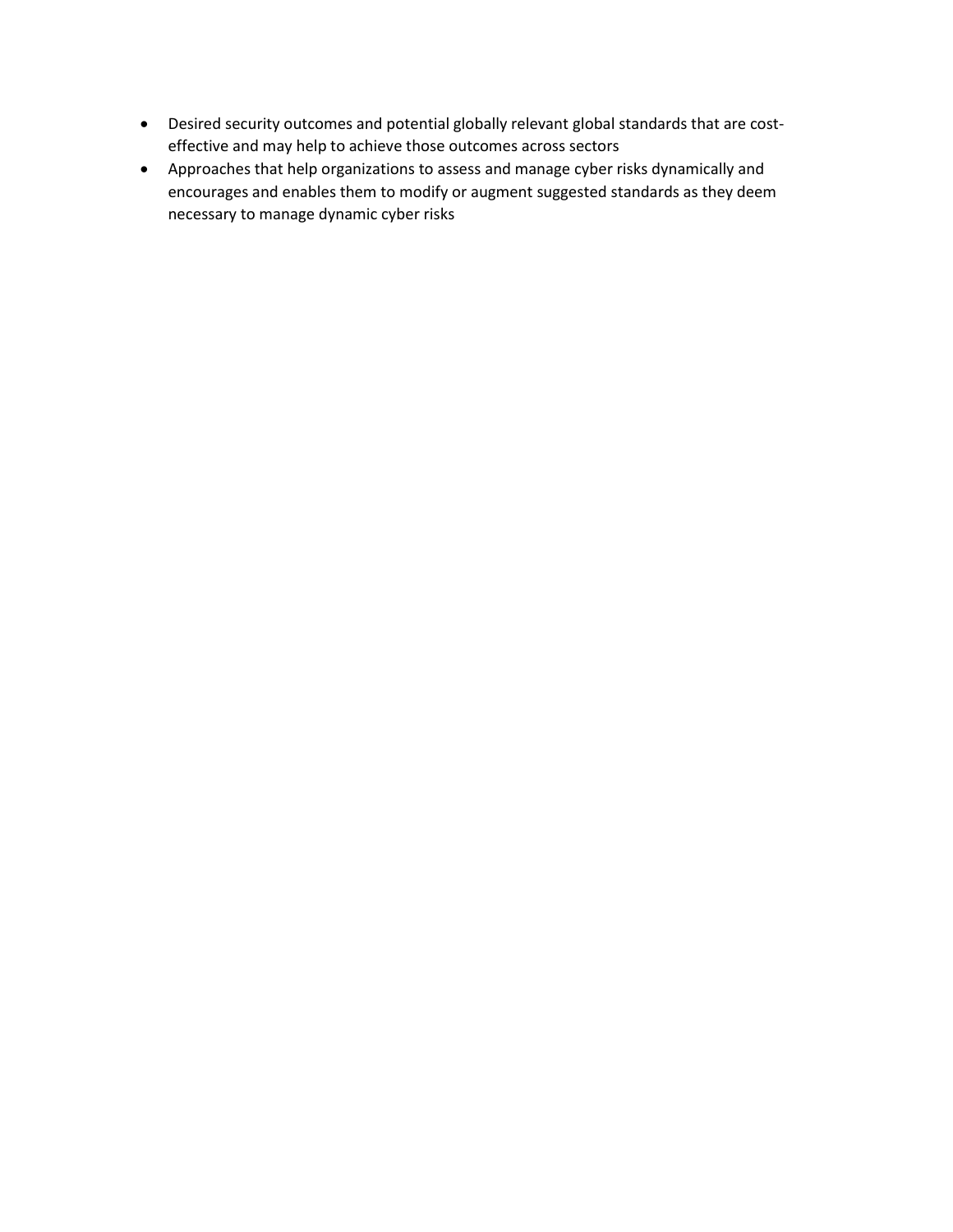- Desired security outcomes and potential globally relevant global standards that are cost-effective and may help to achieve those outcomes across sectors
- Approaches that help organizations to assess and manage cyber risks dynamically and encourages and enables them to modify or augment suggested standards as they deem necessary to manage dynamic cyber risks